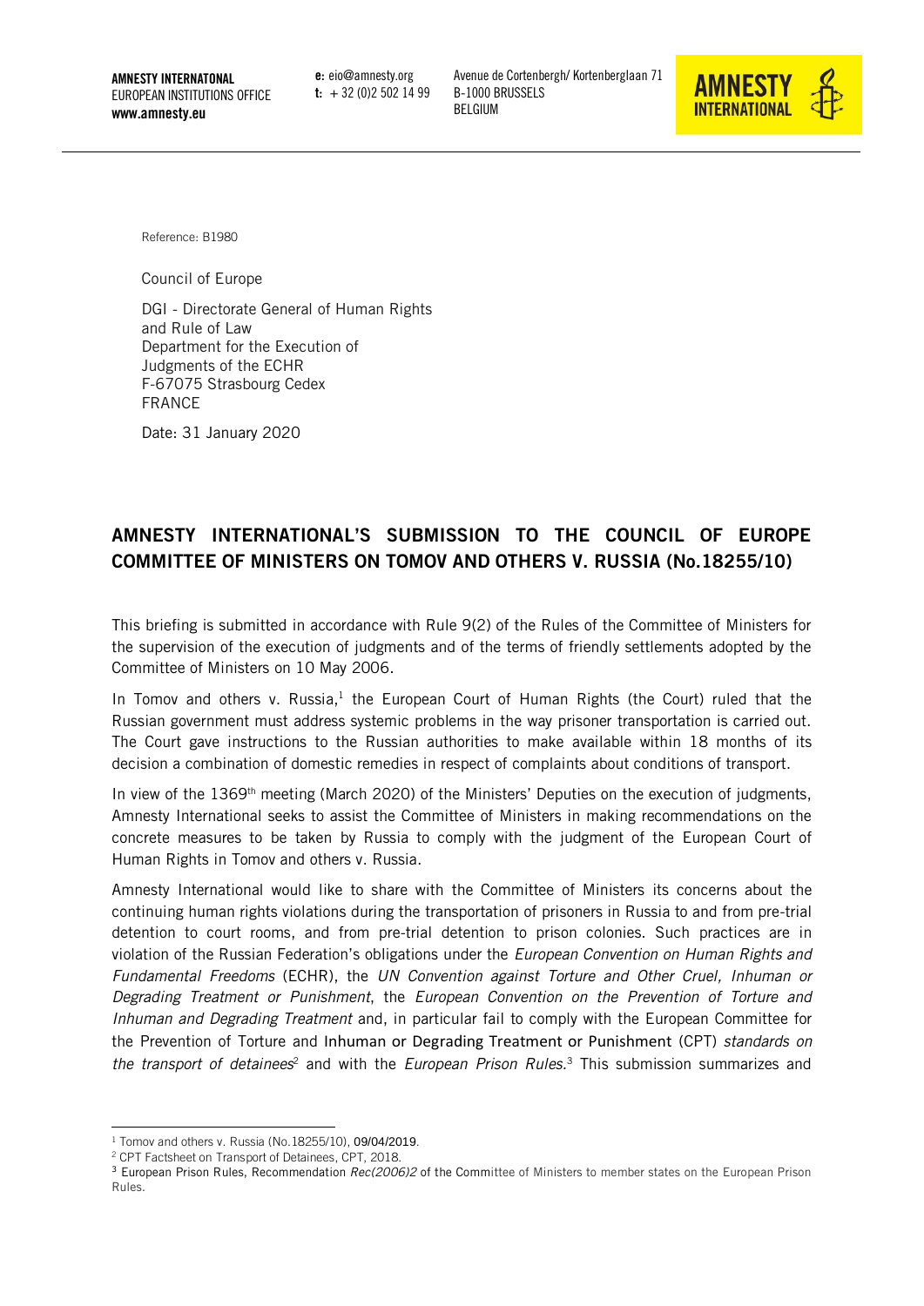**AMNESTY INTERNATONAL**
EUROPEAN INSTITUTIONS OFFICE
**www.amnesty.eu**

**e:** eio@amnesty.org
**t:** + 32 (0)2 502 14 99

Avenue de Cortenbergh/ Kortenberglaan 71
B-1000 BRUSSELS
BELGIUM

**AMNESTY INTERNATIONAL**

Reference: B1980

Council of Europe

DGI - Directorate General of Human Rights and Rule of Law
Department for the Execution of Judgments of the ECHR
F-67075 Strasbourg Cedex
FRANCE

Date: 31 January 2020

## AMNESTY INTERNATIONAL'S SUBMISSION TO THE COUNCIL OF EUROPE COMMITTEE OF MINISTERS ON TOMOV AND OTHERS V. RUSSIA (No.18255/10)

This briefing is submitted in accordance with Rule 9(2) of the Rules of the Committee of Ministers for the supervision of the execution of judgments and of the terms of friendly settlements adopted by the Committee of Ministers on 10 May 2006.

In Tomov and others v. Russia,[1] the European Court of Human Rights (the Court) ruled that the Russian government must address systemic problems in the way prisoner transportation is carried out. The Court gave instructions to the Russian authorities to make available within 18 months of its decision a combination of domestic remedies in respect of complaints about conditions of transport.

In view of the 1369th meeting (March 2020) of the Ministers' Deputies on the execution of judgments, Amnesty International seeks to assist the Committee of Ministers in making recommendations on the concrete measures to be taken by Russia to comply with the judgment of the European Court of Human Rights in Tomov and others v. Russia.

Amnesty International would like to share with the Committee of Ministers its concerns about the continuing human rights violations during the transportation of prisoners in Russia to and from pre-trial detention to court rooms, and from pre-trial detention to prison colonies. Such practices are in violation of the Russian Federation's obligations under the *European Convention on Human Rights and Fundamental Freedoms* (ECHR), the *UN Convention against Torture and Other Cruel, Inhuman or Degrading Treatment or Punishment*, the *European Convention on the Prevention of Torture and Inhuman and Degrading Treatment* and, in particular fail to comply with the European Committee for the Prevention of Torture and Inhuman or Degrading Treatment or Punishment (CPT) *standards on the transport of detainees*[2] and with the *European Prison Rules*.[3] This submission summarizes and

[1] Tomov and others v. Russia (No.18255/10), 09/04/2019.
[2] CPT Factsheet on Transport of Detainees, CPT, 2018.
[3] European Prison Rules, Recommendation *Rec(2006)2* of the Committee of Ministers to member states on the European Prison Rules.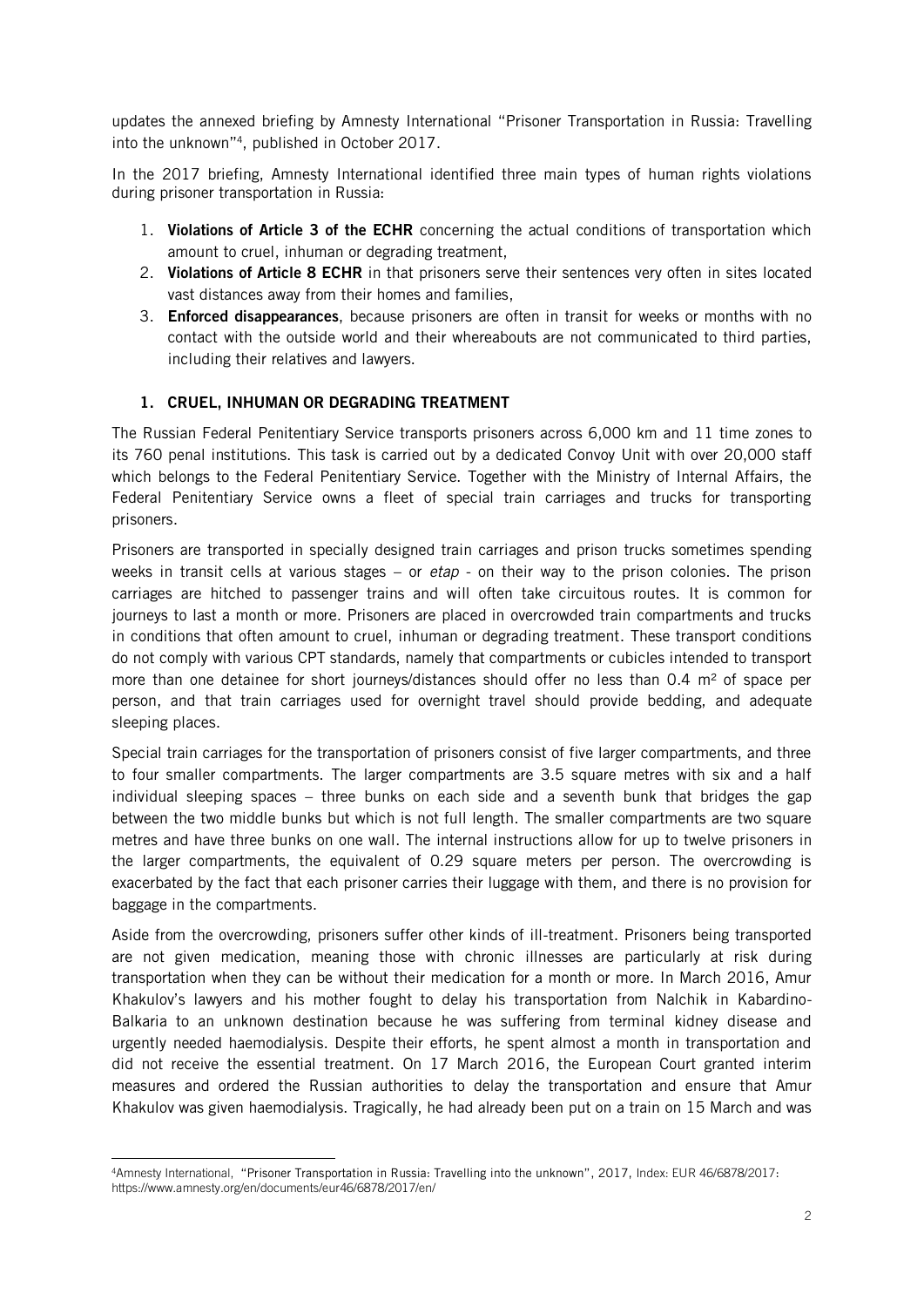updates the annexed briefing by Amnesty International "Prisoner Transportation in Russia: Travelling into the unknown"[4], published in October 2017.

In the 2017 briefing, Amnesty International identified three main types of human rights violations during prisoner transportation in Russia:

1. **Violations of Article 3 of the ECHR** concerning the actual conditions of transportation which amount to cruel, inhuman or degrading treatment,
2. **Violations of Article 8 ECHR** in that prisoners serve their sentences very often in sites located vast distances away from their homes and families,
3. **Enforced disappearances**, because prisoners are often in transit for weeks or months with no contact with the outside world and their whereabouts are not communicated to third parties, including their relatives and lawyers.

## 1. CRUEL, INHUMAN OR DEGRADING TREATMENT

The Russian Federal Penitentiary Service transports prisoners across 6,000 km and 11 time zones to its 760 penal institutions. This task is carried out by a dedicated Convoy Unit with over 20,000 staff which belongs to the Federal Penitentiary Service. Together with the Ministry of Internal Affairs, the Federal Penitentiary Service owns a fleet of special train carriages and trucks for transporting prisoners.

Prisoners are transported in specially designed train carriages and prison trucks sometimes spending weeks in transit cells at various stages – or *etap* - on their way to the prison colonies. The prison carriages are hitched to passenger trains and will often take circuitous routes. It is common for journeys to last a month or more. Prisoners are placed in overcrowded train compartments and trucks in conditions that often amount to cruel, inhuman or degrading treatment. These transport conditions do not comply with various CPT standards, namely that compartments or cubicles intended to transport more than one detainee for short journeys/distances should offer no less than 0.4 $m^2$ of space per person, and that train carriages used for overnight travel should provide bedding, and adequate sleeping places.

Special train carriages for the transportation of prisoners consist of five larger compartments, and three to four smaller compartments. The larger compartments are 3.5 square metres with six and a half individual sleeping spaces – three bunks on each side and a seventh bunk that bridges the gap between the two middle bunks but which is not full length. The smaller compartments are two square metres and have three bunks on one wall. The internal instructions allow for up to twelve prisoners in the larger compartments, the equivalent of 0.29 square meters per person. The overcrowding is exacerbated by the fact that each prisoner carries their luggage with them, and there is no provision for baggage in the compartments.

Aside from the overcrowding, prisoners suffer other kinds of ill-treatment. Prisoners being transported are not given medication, meaning those with chronic illnesses are particularly at risk during transportation when they can be without their medication for a month or more. In March 2016, Amur Khakulov's lawyers and his mother fought to delay his transportation from Nalchik in Kabardino-Balkaria to an unknown destination because he was suffering from terminal kidney disease and urgently needed haemodialysis. Despite their efforts, he spent almost a month in transportation and did not receive the essential treatment. On 17 March 2016, the European Court granted interim measures and ordered the Russian authorities to delay the transportation and ensure that Amur Khakulov was given haemodialysis. Tragically, he had already been put on a train on 15 March and was

[4] Amnesty International, "Prisoner Transportation in Russia: Travelling into the unknown", 2017, Index: EUR 46/6878/2017: https://www.amnesty.org/en/documents/eur46/6878/2017/en/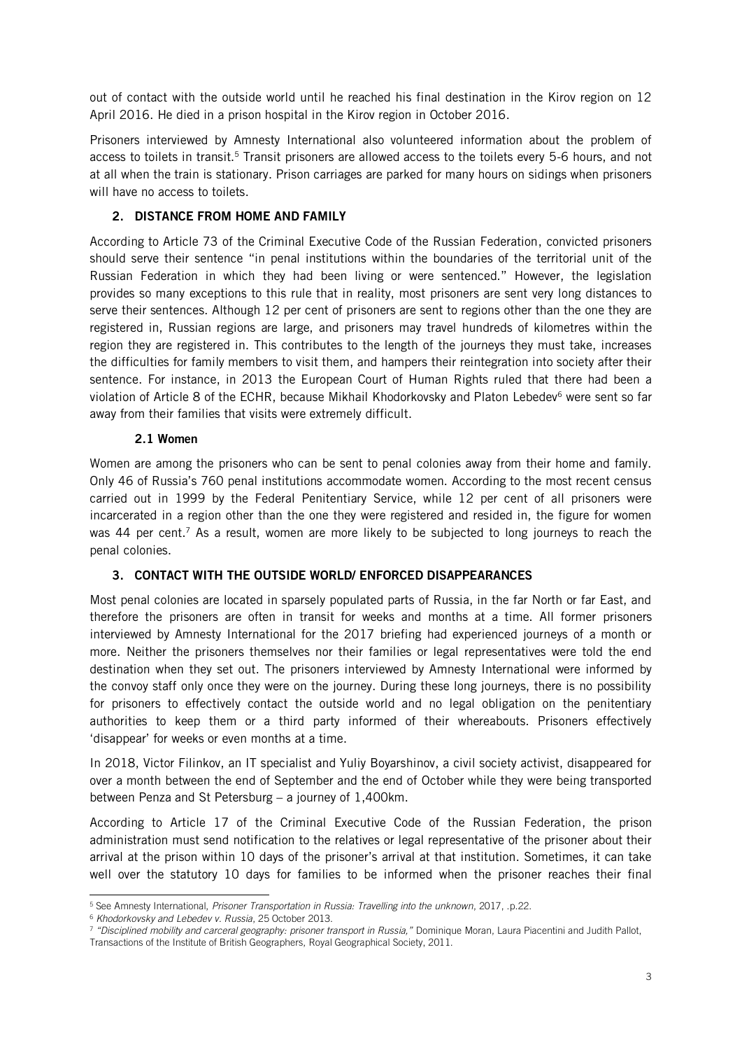out of contact with the outside world until he reached his final destination in the Kirov region on 12 April 2016. He died in a prison hospital in the Kirov region in October 2016.

Prisoners interviewed by Amnesty International also volunteered information about the problem of access to toilets in transit.[5] Transit prisoners are allowed access to the toilets every 5-6 hours, and not at all when the train is stationary. Prison carriages are parked for many hours on sidings when prisoners will have no access to toilets.

## 2. DISTANCE FROM HOME AND FAMILY

According to Article 73 of the Criminal Executive Code of the Russian Federation, convicted prisoners should serve their sentence "in penal institutions within the boundaries of the territorial unit of the Russian Federation in which they had been living or were sentenced." However, the legislation provides so many exceptions to this rule that in reality, most prisoners are sent very long distances to serve their sentences. Although 12 per cent of prisoners are sent to regions other than the one they are registered in, Russian regions are large, and prisoners may travel hundreds of kilometres within the region they are registered in. This contributes to the length of the journeys they must take, increases the difficulties for family members to visit them, and hampers their reintegration into society after their sentence. For instance, in 2013 the European Court of Human Rights ruled that there had been a violation of Article 8 of the ECHR, because Mikhail Khodorkovsky and Platon Lebedev[6] were sent so far away from their families that visits were extremely difficult.

### 2.1 Women

Women are among the prisoners who can be sent to penal colonies away from their home and family. Only 46 of Russia's 760 penal institutions accommodate women. According to the most recent census carried out in 1999 by the Federal Penitentiary Service, while 12 per cent of all prisoners were incarcerated in a region other than the one they were registered and resided in, the figure for women was 44 per cent.[7] As a result, women are more likely to be subjected to long journeys to reach the penal colonies.

## 3. CONTACT WITH THE OUTSIDE WORLD/ ENFORCED DISAPPEARANCES

Most penal colonies are located in sparsely populated parts of Russia, in the far North or far East, and therefore the prisoners are often in transit for weeks and months at a time. All former prisoners interviewed by Amnesty International for the 2017 briefing had experienced journeys of a month or more. Neither the prisoners themselves nor their families or legal representatives were told the end destination when they set out. The prisoners interviewed by Amnesty International were informed by the convoy staff only once they were on the journey. During these long journeys, there is no possibility for prisoners to effectively contact the outside world and no legal obligation on the penitentiary authorities to keep them or a third party informed of their whereabouts. Prisoners effectively 'disappear' for weeks or even months at a time.

In 2018, Victor Filinkov, an IT specialist and Yuliy Boyarshinov, a civil society activist, disappeared for over a month between the end of September and the end of October while they were being transported between Penza and St Petersburg – a journey of 1,400km.

According to Article 17 of the Criminal Executive Code of the Russian Federation, the prison administration must send notification to the relatives or legal representative of the prisoner about their arrival at the prison within 10 days of the prisoner's arrival at that institution. Sometimes, it can take well over the statutory 10 days for families to be informed when the prisoner reaches their final

---

[5] See Amnesty International, *Prisoner Transportation in Russia: Travelling into the unknown*, 2017, .p.22.

[6] *Khodorkovsky and Lebedev v. Russia*, 25 October 2013.

[7] *"Disciplined mobility and carceral geography: prisoner transport in Russia,"* Dominique Moran, Laura Piacentini and Judith Pallot, Transactions of the Institute of British Geographers, Royal Geographical Society, 2011.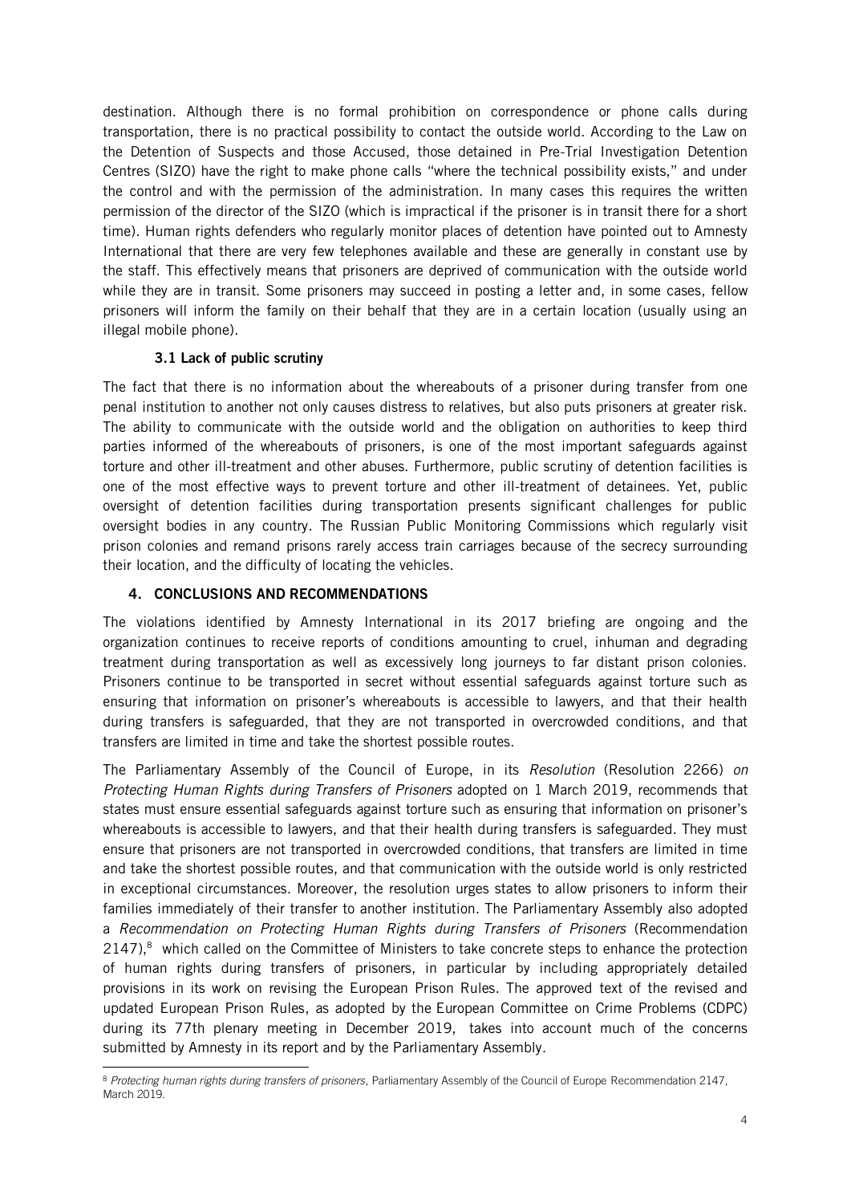destination. Although there is no formal prohibition on correspondence or phone calls during transportation, there is no practical possibility to contact the outside world. According to the Law on the Detention of Suspects and those Accused, those detained in Pre-Trial Investigation Detention Centres (SIZO) have the right to make phone calls "where the technical possibility exists," and under the control and with the permission of the administration. In many cases this requires the written permission of the director of the SIZO (which is impractical if the prisoner is in transit there for a short time). Human rights defenders who regularly monitor places of detention have pointed out to Amnesty International that there are very few telephones available and these are generally in constant use by the staff. This effectively means that prisoners are deprived of communication with the outside world while they are in transit. Some prisoners may succeed in posting a letter and, in some cases, fellow prisoners will inform the family on their behalf that they are in a certain location (usually using an illegal mobile phone).

### 3.1 Lack of public scrutiny

The fact that there is no information about the whereabouts of a prisoner during transfer from one penal institution to another not only causes distress to relatives, but also puts prisoners at greater risk. The ability to communicate with the outside world and the obligation on authorities to keep third parties informed of the whereabouts of prisoners, is one of the most important safeguards against torture and other ill-treatment and other abuses. Furthermore, public scrutiny of detention facilities is one of the most effective ways to prevent torture and other ill-treatment of detainees. Yet, public oversight of detention facilities during transportation presents significant challenges for public oversight bodies in any country. The Russian Public Monitoring Commissions which regularly visit prison colonies and remand prisons rarely access train carriages because of the secrecy surrounding their location, and the difficulty of locating the vehicles.

## 4. CONCLUSIONS AND RECOMMENDATIONS

The violations identified by Amnesty International in its 2017 briefing are ongoing and the organization continues to receive reports of conditions amounting to cruel, inhuman and degrading treatment during transportation as well as excessively long journeys to far distant prison colonies. Prisoners continue to be transported in secret without essential safeguards against torture such as ensuring that information on prisoner's whereabouts is accessible to lawyers, and that their health during transfers is safeguarded, that they are not transported in overcrowded conditions, and that transfers are limited in time and take the shortest possible routes.

The Parliamentary Assembly of the Council of Europe, in its *Resolution* (Resolution 2266) *on Protecting Human Rights during Transfers of Prisoners* adopted on 1 March 2019, recommends that states must ensure essential safeguards against torture such as ensuring that information on prisoner's whereabouts is accessible to lawyers, and that their health during transfers is safeguarded. They must ensure that prisoners are not transported in overcrowded conditions, that transfers are limited in time and take the shortest possible routes, and that communication with the outside world is only restricted in exceptional circumstances. Moreover, the resolution urges states to allow prisoners to inform their families immediately of their transfer to another institution. The Parliamentary Assembly also adopted a *Recommendation on Protecting Human Rights during Transfers of Prisoners* (Recommendation 2147),[8] which called on the Committee of Ministers to take concrete steps to enhance the protection of human rights during transfers of prisoners, in particular by including appropriately detailed provisions in its work on revising the European Prison Rules. The approved text of the revised and updated European Prison Rules, as adopted by the European Committee on Crime Problems (CDPC) during its 77th plenary meeting in December 2019, takes into account much of the concerns submitted by Amnesty in its report and by the Parliamentary Assembly.

---

[8] *Protecting human rights during transfers of prisoners*, Parliamentary Assembly of the Council of Europe Recommendation 2147, March 2019.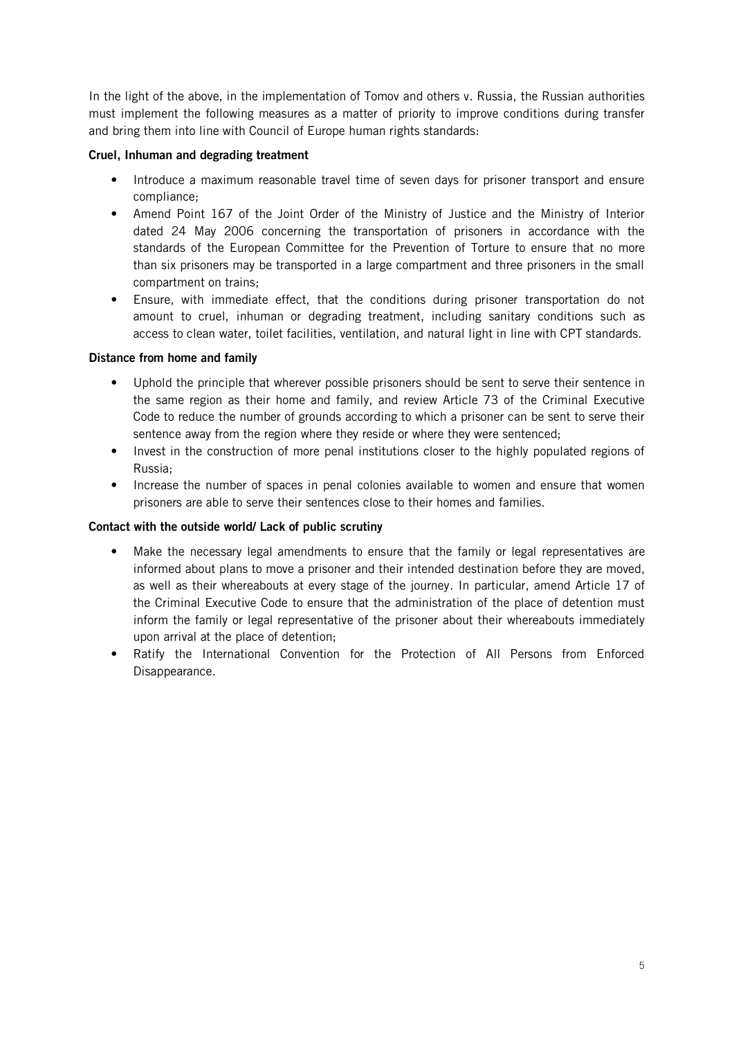In the light of the above, in the implementation of Tomov and others v. Russia, the Russian authorities must implement the following measures as a matter of priority to improve conditions during transfer and bring them into line with Council of Europe human rights standards:

**Cruel, Inhuman and degrading treatment**

- Introduce a maximum reasonable travel time of seven days for prisoner transport and ensure compliance;
- Amend Point 167 of the Joint Order of the Ministry of Justice and the Ministry of Interior dated 24 May 2006 concerning the transportation of prisoners in accordance with the standards of the European Committee for the Prevention of Torture to ensure that no more than six prisoners may be transported in a large compartment and three prisoners in the small compartment on trains;
- Ensure, with immediate effect, that the conditions during prisoner transportation do not amount to cruel, inhuman or degrading treatment, including sanitary conditions such as access to clean water, toilet facilities, ventilation, and natural light in line with CPT standards.

**Distance from home and family**

- Uphold the principle that wherever possible prisoners should be sent to serve their sentence in the same region as their home and family, and review Article 73 of the Criminal Executive Code to reduce the number of grounds according to which a prisoner can be sent to serve their sentence away from the region where they reside or where they were sentenced;
- Invest in the construction of more penal institutions closer to the highly populated regions of Russia;
- Increase the number of spaces in penal colonies available to women and ensure that women prisoners are able to serve their sentences close to their homes and families.

**Contact with the outside world/ Lack of public scrutiny**

- Make the necessary legal amendments to ensure that the family or legal representatives are informed about plans to move a prisoner and their intended destination before they are moved, as well as their whereabouts at every stage of the journey. In particular, amend Article 17 of the Criminal Executive Code to ensure that the administration of the place of detention must inform the family or legal representative of the prisoner about their whereabouts immediately upon arrival at the place of detention;
- Ratify the International Convention for the Protection of All Persons from Enforced Disappearance.